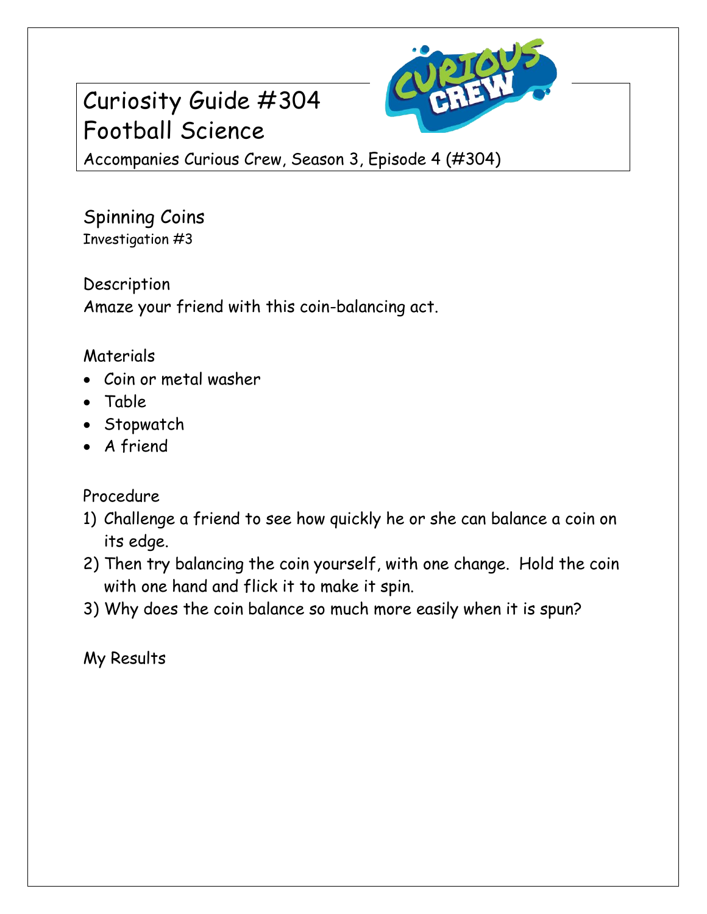# Curiosity Guide #304
# Football Science

Accompanies Curious Crew, Season 3, Episode 4 (#304)

## Spinning Coins

Investigation #3

### Description

Amaze your friend with this coin-balancing act.

### Materials

- Coin or metal washer
- Table
- Stopwatch
- A friend

### Procedure

1) Challenge a friend to see how quickly he or she can balance a coin on its edge.
2) Then try balancing the coin yourself, with one change. Hold the coin with one hand and flick it to make it spin.
3) Why does the coin balance so much more easily when it is spun?

### My Results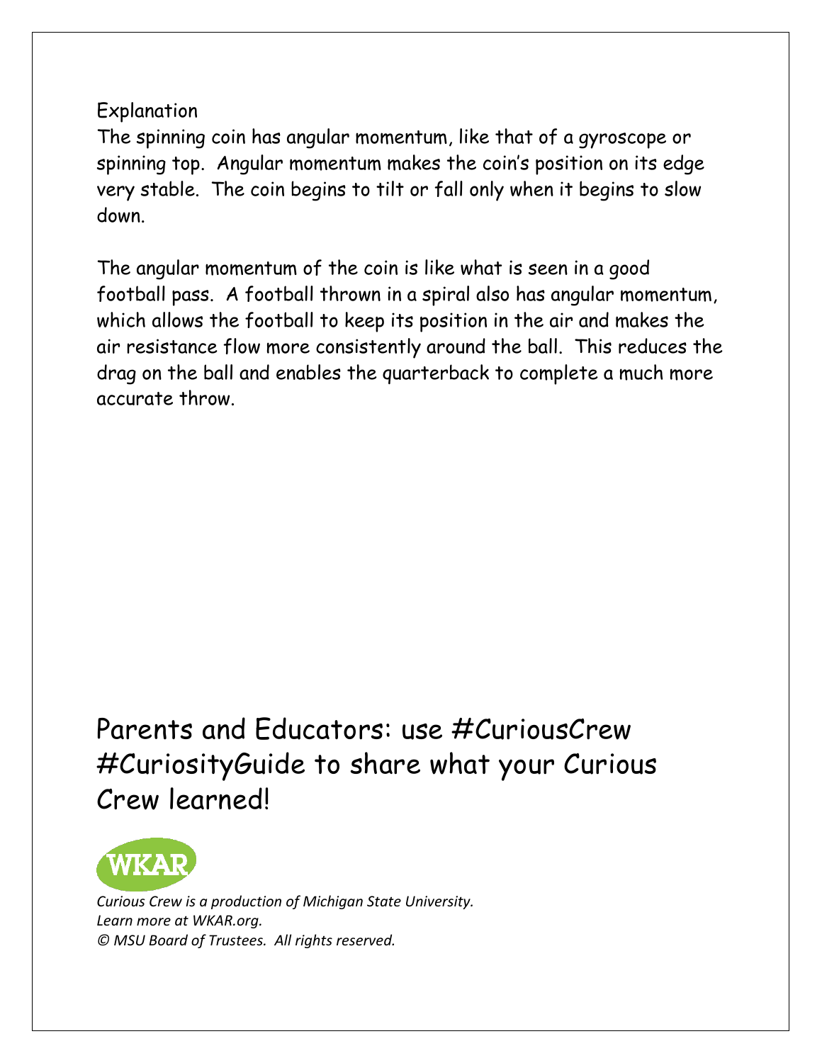## Explanation

The spinning coin has angular momentum, like that of a gyroscope or spinning top. Angular momentum makes the coin's position on its edge very stable. The coin begins to tilt or fall only when it begins to slow down.

The angular momentum of the coin is like what is seen in a good football pass. A football thrown in a spiral also has angular momentum, which allows the football to keep its position in the air and makes the air resistance flow more consistently around the ball. This reduces the drag on the ball and enables the quarterback to complete a much more accurate throw.

Parents and Educators: use #CuriousCrew #CuriosityGuide to share what your Curious Crew learned!

WKAR

*Curious Crew is a production of Michigan State University.*
*Learn more at WKAR.org.*
*© MSU Board of Trustees. All rights reserved.*